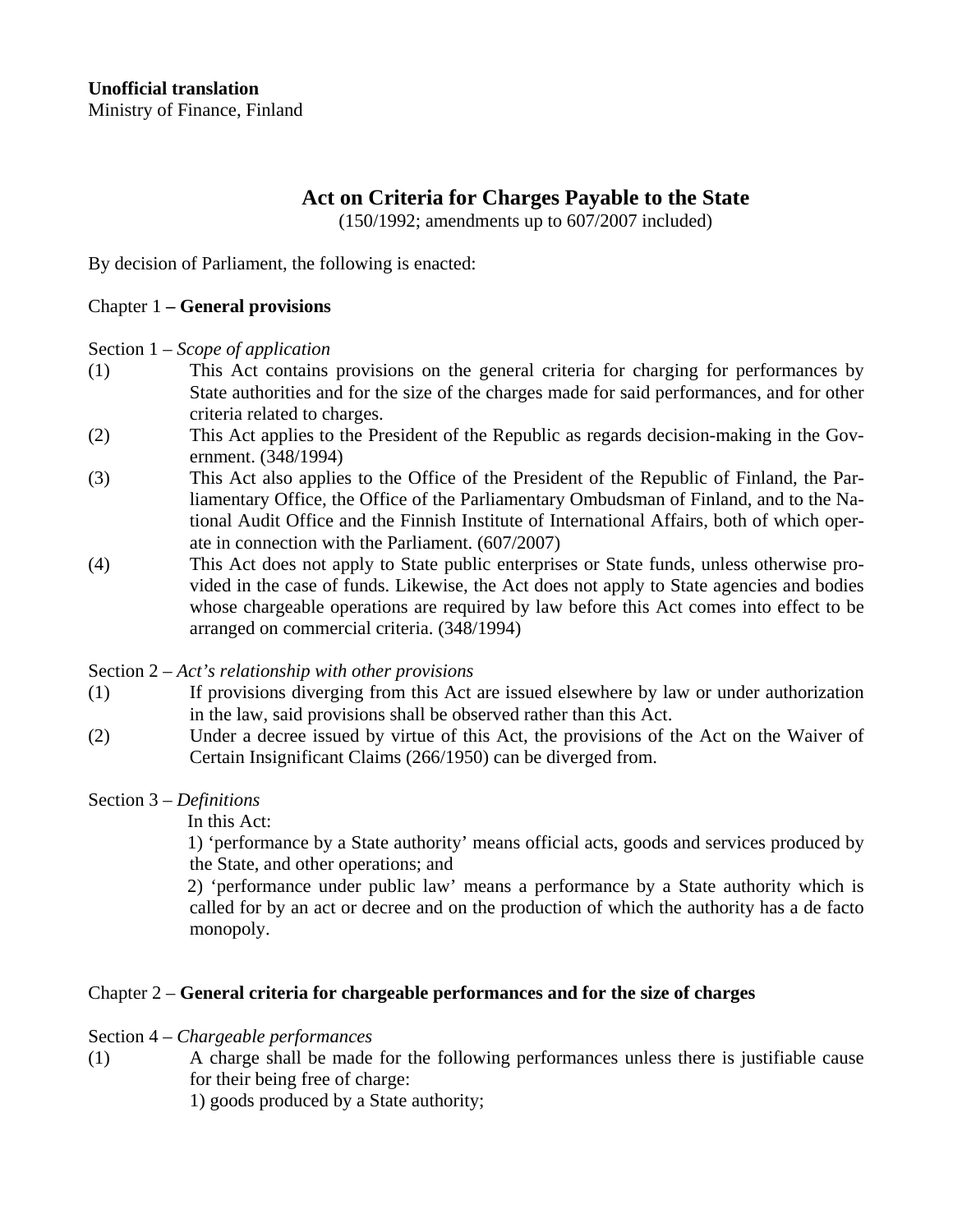**Unofficial translation**
Ministry of Finance, Finland

# Act on Criteria for Charges Payable to the State

(150/1992; amendments up to 607/2007 included)

By decision of Parliament, the following is enacted:

## Chapter 1 – **General provisions**

### Section 1 – *Scope of application*

(1) This Act contains provisions on the general criteria for charging for performances by State authorities and for the size of the charges made for said performances, and for other criteria related to charges.

(2) This Act applies to the President of the Republic as regards decision-making in the Government. (348/1994)

(3) This Act also applies to the Office of the President of the Republic of Finland, the Parliamentary Office, the Office of the Parliamentary Ombudsman of Finland, and to the National Audit Office and the Finnish Institute of International Affairs, both of which operate in connection with the Parliament. (607/2007)

(4) This Act does not apply to State public enterprises or State funds, unless otherwise provided in the case of funds. Likewise, the Act does not apply to State agencies and bodies whose chargeable operations are required by law before this Act comes into effect to be arranged on commercial criteria. (348/1994)

### Section 2 – *Act's relationship with other provisions*

(1) If provisions diverging from this Act are issued elsewhere by law or under authorization in the law, said provisions shall be observed rather than this Act.

(2) Under a decree issued by virtue of this Act, the provisions of the Act on the Waiver of Certain Insignificant Claims (266/1950) can be diverged from.

### Section 3 – *Definitions*

In this Act:

1) 'performance by a State authority' means official acts, goods and services produced by the State, and other operations; and

2) 'performance under public law' means a performance by a State authority which is called for by an act or decree and on the production of which the authority has a de facto monopoly.

## Chapter 2 – **General criteria for chargeable performances and for the size of charges**

### Section 4 – *Chargeable performances*

(1) A charge shall be made for the following performances unless there is justifiable cause for their being free of charge:

1) goods produced by a State authority;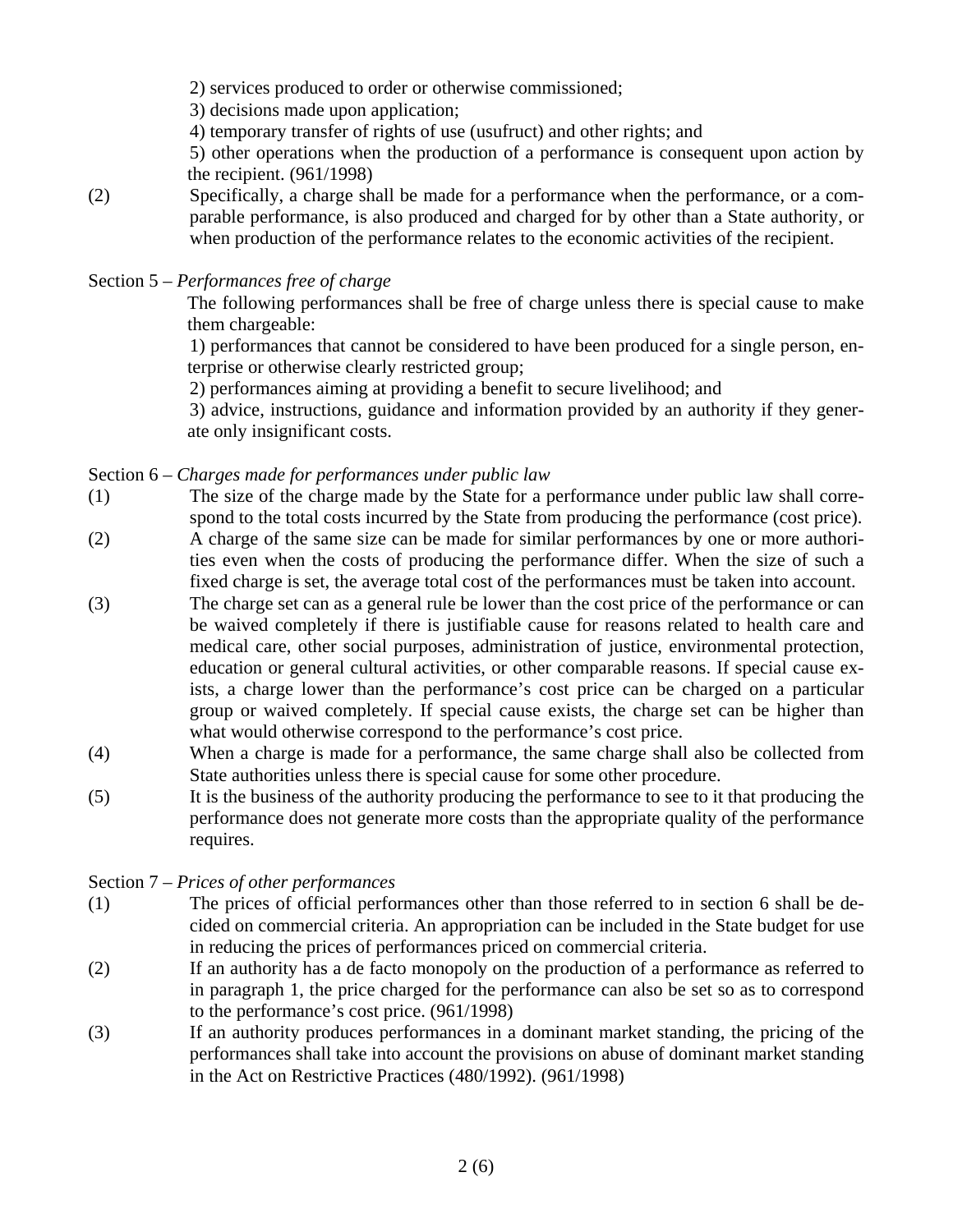2) services produced to order or otherwise commissioned;

3) decisions made upon application;

4) temporary transfer of rights of use (usufruct) and other rights; and

5) other operations when the production of a performance is consequent upon action by the recipient. (961/1998)

(2) Specifically, a charge shall be made for a performance when the performance, or a comparable performance, is also produced and charged for by other than a State authority, or when production of the performance relates to the economic activities of the recipient.

Section 5 – *Performances free of charge*

The following performances shall be free of charge unless there is special cause to make them chargeable:

1) performances that cannot be considered to have been produced for a single person, enterprise or otherwise clearly restricted group;

2) performances aiming at providing a benefit to secure livelihood; and

3) advice, instructions, guidance and information provided by an authority if they generate only insignificant costs.

Section 6 – *Charges made for performances under public law*

(1) The size of the charge made by the State for a performance under public law shall correspond to the total costs incurred by the State from producing the performance (cost price).

(2) A charge of the same size can be made for similar performances by one or more authorities even when the costs of producing the performance differ. When the size of such a fixed charge is set, the average total cost of the performances must be taken into account.

(3) The charge set can as a general rule be lower than the cost price of the performance or can be waived completely if there is justifiable cause for reasons related to health care and medical care, other social purposes, administration of justice, environmental protection, education or general cultural activities, or other comparable reasons. If special cause exists, a charge lower than the performance's cost price can be charged on a particular group or waived completely. If special cause exists, the charge set can be higher than what would otherwise correspond to the performance's cost price.

(4) When a charge is made for a performance, the same charge shall also be collected from State authorities unless there is special cause for some other procedure.

(5) It is the business of the authority producing the performance to see to it that producing the performance does not generate more costs than the appropriate quality of the performance requires.

Section 7 – *Prices of other performances*

(1) The prices of official performances other than those referred to in section 6 shall be decided on commercial criteria. An appropriation can be included in the State budget for use in reducing the prices of performances priced on commercial criteria.

(2) If an authority has a de facto monopoly on the production of a performance as referred to in paragraph 1, the price charged for the performance can also be set so as to correspond to the performance's cost price. (961/1998)

(3) If an authority produces performances in a dominant market standing, the pricing of the performances shall take into account the provisions on abuse of dominant market standing in the Act on Restrictive Practices (480/1992). (961/1998)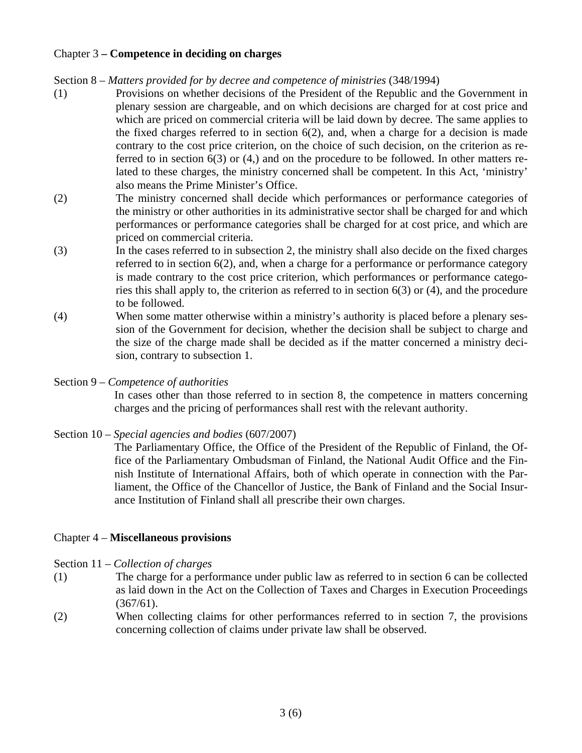## Chapter 3 – **Competence in deciding on charges**

Section 8 – *Matters provided for by decree and competence of ministries* (348/1994)

(1) Provisions on whether decisions of the President of the Republic and the Government in plenary session are chargeable, and on which decisions are charged for at cost price and which are priced on commercial criteria will be laid down by decree. The same applies to the fixed charges referred to in section 6(2), and, when a charge for a decision is made contrary to the cost price criterion, on the choice of such decision, on the criterion as referred to in section 6(3) or (4,) and on the procedure to be followed. In other matters related to these charges, the ministry concerned shall be competent. In this Act, 'ministry' also means the Prime Minister's Office.

(2) The ministry concerned shall decide which performances or performance categories of the ministry or other authorities in its administrative sector shall be charged for and which performances or performance categories shall be charged for at cost price, and which are priced on commercial criteria.

(3) In the cases referred to in subsection 2, the ministry shall also decide on the fixed charges referred to in section 6(2), and, when a charge for a performance or performance category is made contrary to the cost price criterion, which performances or performance categories this shall apply to, the criterion as referred to in section 6(3) or (4), and the procedure to be followed.

(4) When some matter otherwise within a ministry's authority is placed before a plenary session of the Government for decision, whether the decision shall be subject to charge and the size of the charge made shall be decided as if the matter concerned a ministry decision, contrary to subsection 1.

Section 9 – *Competence of authorities*

In cases other than those referred to in section 8, the competence in matters concerning charges and the pricing of performances shall rest with the relevant authority.

Section 10 – *Special agencies and bodies* (607/2007)

The Parliamentary Office, the Office of the President of the Republic of Finland, the Office of the Parliamentary Ombudsman of Finland, the National Audit Office and the Finnish Institute of International Affairs, both of which operate in connection with the Parliament, the Office of the Chancellor of Justice, the Bank of Finland and the Social Insurance Institution of Finland shall all prescribe their own charges.

## Chapter 4 – **Miscellaneous provisions**

Section 11 – *Collection of charges*

(1) The charge for a performance under public law as referred to in section 6 can be collected as laid down in the Act on the Collection of Taxes and Charges in Execution Proceedings (367/61).

(2) When collecting claims for other performances referred to in section 7, the provisions concerning collection of claims under private law shall be observed.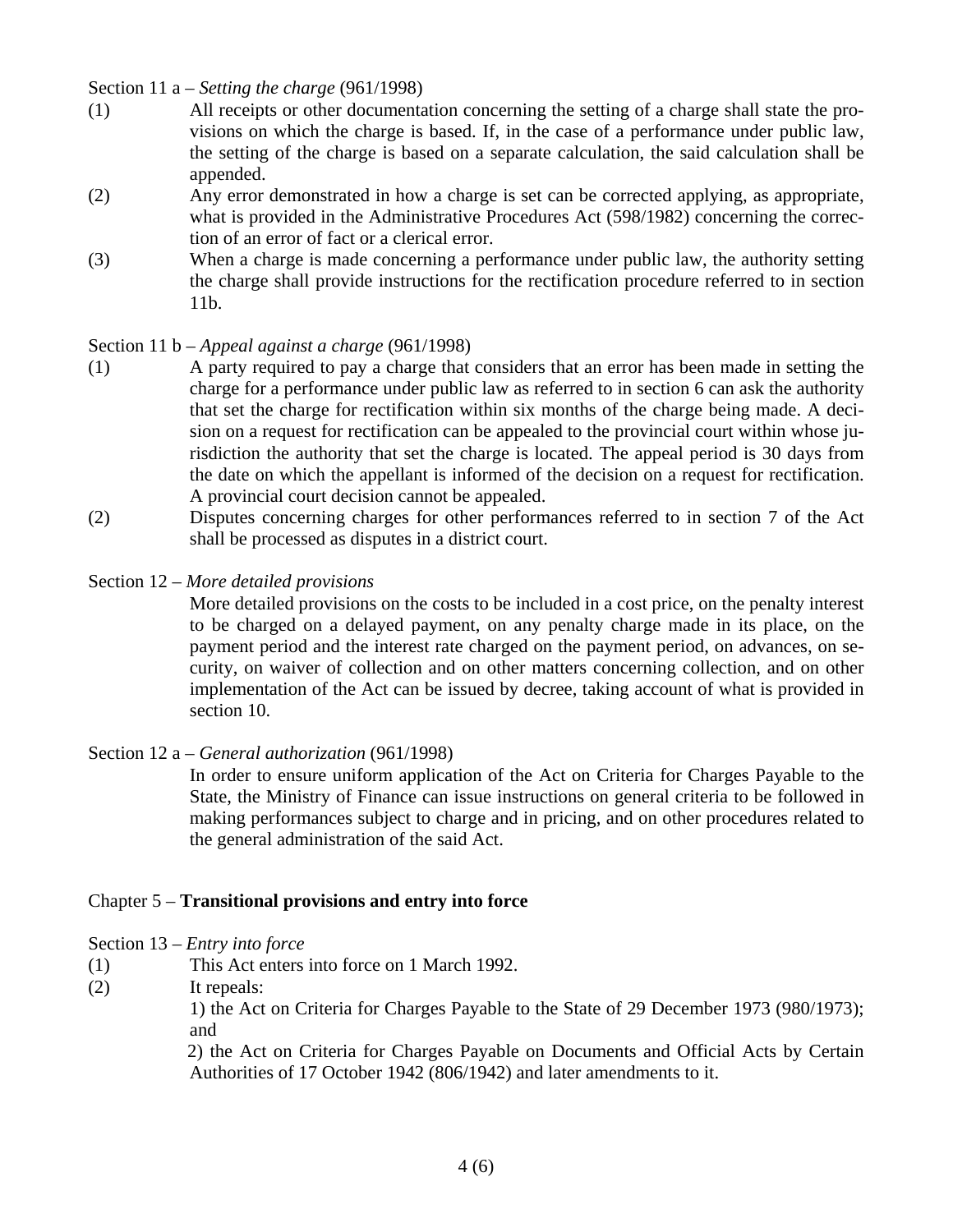Section 11 a – *Setting the charge* (961/1998)

(1) All receipts or other documentation concerning the setting of a charge shall state the provisions on which the charge is based. If, in the case of a performance under public law, the setting of the charge is based on a separate calculation, the said calculation shall be appended.

(2) Any error demonstrated in how a charge is set can be corrected applying, as appropriate, what is provided in the Administrative Procedures Act (598/1982) concerning the correction of an error of fact or a clerical error.

(3) When a charge is made concerning a performance under public law, the authority setting the charge shall provide instructions for the rectification procedure referred to in section 11b.

Section 11 b – *Appeal against a charge* (961/1998)

(1) A party required to pay a charge that considers that an error has been made in setting the charge for a performance under public law as referred to in section 6 can ask the authority that set the charge for rectification within six months of the charge being made. A decision on a request for rectification can be appealed to the provincial court within whose jurisdiction the authority that set the charge is located. The appeal period is 30 days from the date on which the appellant is informed of the decision on a request for rectification. A provincial court decision cannot be appealed.

(2) Disputes concerning charges for other performances referred to in section 7 of the Act shall be processed as disputes in a district court.

Section 12 – *More detailed provisions*

More detailed provisions on the costs to be included in a cost price, on the penalty interest to be charged on a delayed payment, on any penalty charge made in its place, on the payment period and the interest rate charged on the payment period, on advances, on security, on waiver of collection and on other matters concerning collection, and on other implementation of the Act can be issued by decree, taking account of what is provided in section 10.

Section 12 a – *General authorization* (961/1998)

In order to ensure uniform application of the Act on Criteria for Charges Payable to the State, the Ministry of Finance can issue instructions on general criteria to be followed in making performances subject to charge and in pricing, and on other procedures related to the general administration of the said Act.

## Chapter 5 – **Transitional provisions and entry into force**

Section 13 – *Entry into force*

(1) This Act enters into force on 1 March 1992.

(2) It repeals:

1) the Act on Criteria for Charges Payable to the State of 29 December 1973 (980/1973); and

2) the Act on Criteria for Charges Payable on Documents and Official Acts by Certain Authorities of 17 October 1942 (806/1942) and later amendments to it.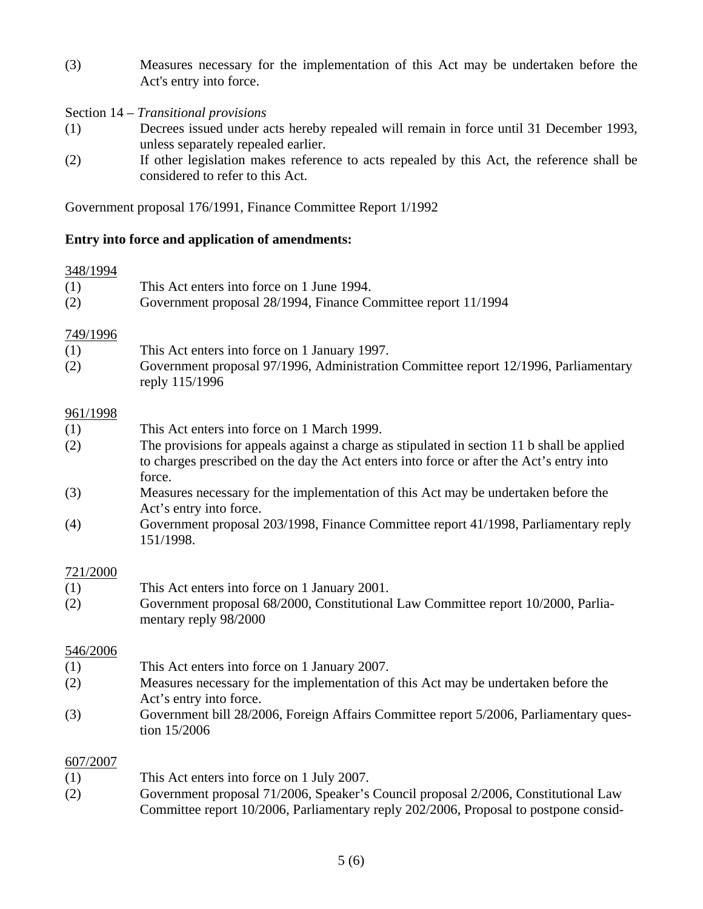(3) Measures necessary for the implementation of this Act may be undertaken before the Act's entry into force.

Section 14 – *Transitional provisions*

(1) Decrees issued under acts hereby repealed will remain in force until 31 December 1993, unless separately repealed earlier.

(2) If other legislation makes reference to acts repealed by this Act, the reference shall be considered to refer to this Act.

Government proposal 176/1991, Finance Committee Report 1/1992

**Entry into force and application of amendments:**

348/1994

(1) This Act enters into force on 1 June 1994.

(2) Government proposal 28/1994, Finance Committee report 11/1994

749/1996

(1) This Act enters into force on 1 January 1997.

(2) Government proposal 97/1996, Administration Committee report 12/1996, Parliamentary reply 115/1996

961/1998

(1) This Act enters into force on 1 March 1999.

(2) The provisions for appeals against a charge as stipulated in section 11 b shall be applied to charges prescribed on the day the Act enters into force or after the Act's entry into force.

(3) Measures necessary for the implementation of this Act may be undertaken before the Act's entry into force.

(4) Government proposal 203/1998, Finance Committee report 41/1998, Parliamentary reply 151/1998.

721/2000

(1) This Act enters into force on 1 January 2001.

(2) Government proposal 68/2000, Constitutional Law Committee report 10/2000, Parliamentary reply 98/2000

546/2006

(1) This Act enters into force on 1 January 2007.

(2) Measures necessary for the implementation of this Act may be undertaken before the Act's entry into force.

(3) Government bill 28/2006, Foreign Affairs Committee report 5/2006, Parliamentary question 15/2006

607/2007

(1) This Act enters into force on 1 July 2007.

(2) Government proposal 71/2006, Speaker's Council proposal 2/2006, Constitutional Law Committee report 10/2006, Parliamentary reply 202/2006, Proposal to postpone consid-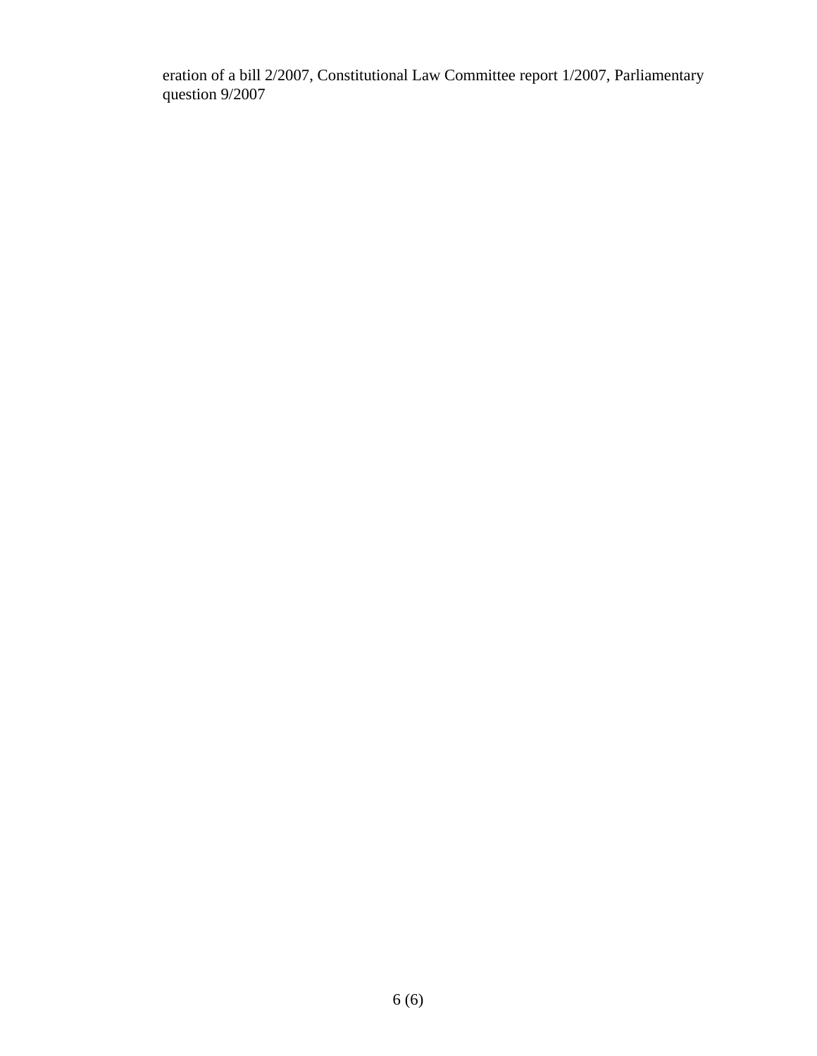eration of a bill 2/2007, Constitutional Law Committee report 1/2007, Parliamentary question 9/2007